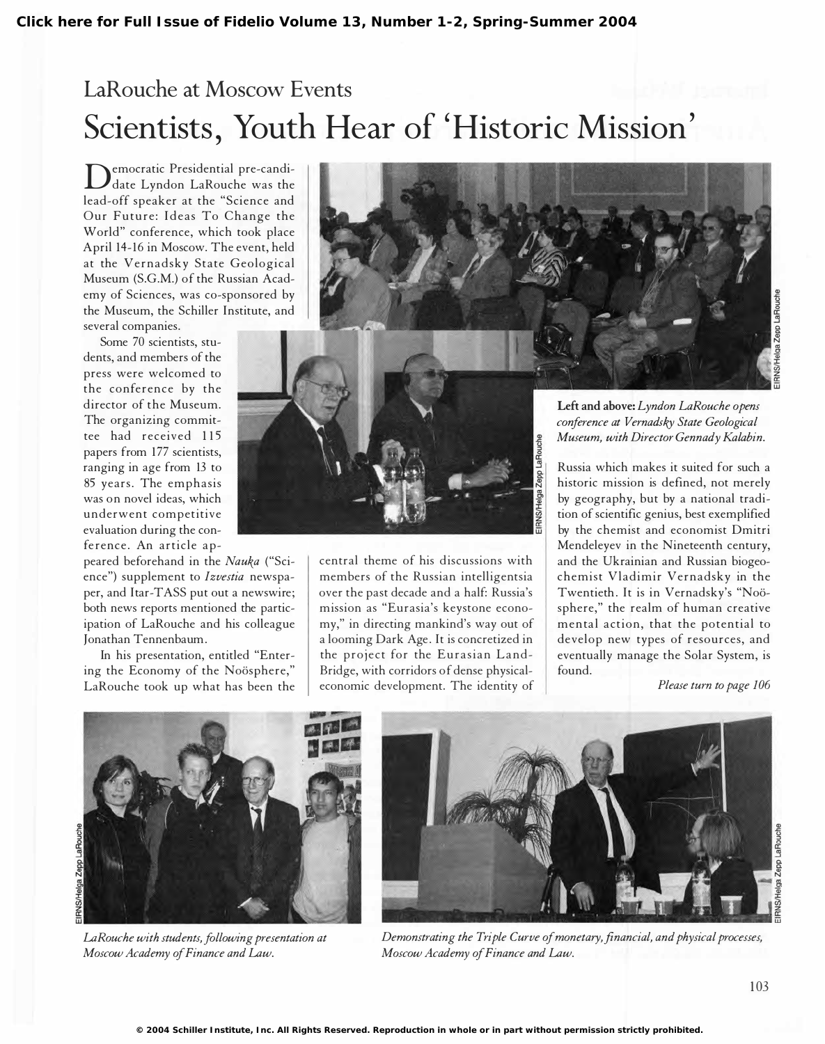## LaRouche at Moscow Events

# Scientists, Youth Hear of 'Historic Mission'

Democratic Presidential pre-candidate Lyndon LaRouche was the lead-off speaker at the "Science and Our Future: Ideas To Change the World" conference, which took place April 14-16 in Moscow. The event, held at the Vernadsky State Geological Museum (S.G.M.) of the Russian Academy of Sciences, was co-sponsored by the Museum, the Schiller Institute, and several companies.

Some 70 scientists, students, and members of the press were welcomed to the conference by the director of the Museum. The organizing committee had received 115 papers from 177 scientists, ranging in age from 13 to 85 years. The emphasis was on novel ideas, which underwent competitive evaluation during the conference. An article appeared beforehand in the *Nauka* ("Science") supplement to *Izvestia* newspaper, and Itar-TASS put out a newswire; both news reports mentioned the participation of LaRouche and his colleague Jonathan Tennenbaum.

In his presentation, entitled "Entering the Economy of the Noösphere," LaRouche took up what has been the central theme of his discussions with members of the Russian intelligentsia over the past decade and a half: Russia's mission as "Eurasia's keystone economy," in directing mankind's way out of a looming Dark Age. It is concretized in the project for the Eurasian Land-Bridge, with corridors of dense physical-economic development. The identity of Russia which makes it suited for such a historic mission is defined, not merely by geography, but by a national tradition of scientific genius, best exemplified by the chemist and economist Dmitri Mendeleyev in the Nineteenth century, and the Ukrainian and Russian biogeochemist Vladimir Vernadsky in the Twentieth. It is in Vernadsky's "Noösphere," the realm of human creative mental action, that the potential to develop new types of resources, and eventually manage the Solar System, is found.

*Please turn to page 106*

**Left and above:** *Lyndon LaRouche opens conference at Vernadsky State Geological Museum, with Director Gennady Kalabin.*

EIRNS/Helga Zepp LaRouche

*LaRouche with students, following presentation at Moscow Academy of Finance and Law.*

EIRNS/Helga Zepp LaRouche

*Demonstrating the Triple Curve of monetary, financial, and physical processes, Moscow Academy of Finance and Law.*

EIRNS/Helga Zepp LaRouche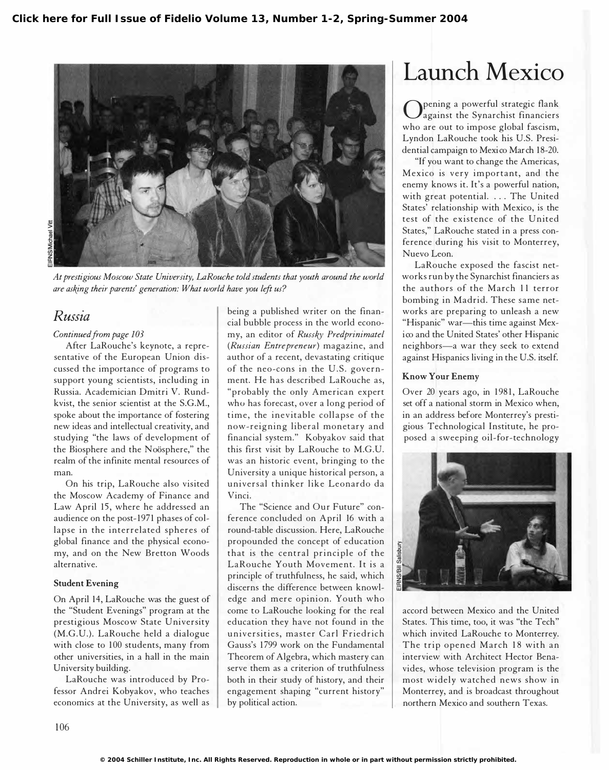At prestigious Moscow State University, LaRouche told students that youth around the world are asking their parents' generation: What world have you left us?

## Russia

*Continued from page 103*

After LaRouche's keynote, a representative of the European Union discussed the importance of programs to support young scientists, including in Russia. Academician Dmitri V. Rundkvist, the senior scientist at the S.G.M., spoke about the importance of fostering new ideas and intellectual creativity, and studying "the laws of development of the Biosphere and the Noösphere," the realm of the infinite mental resources of man.

On his trip, LaRouche also visited the Moscow Academy of Finance and Law April 15, where he addressed an audience on the post-1971 phases of collapse in the interrelated spheres of global finance and the physical economy, and on the New Bretton Woods alternative.

### Student Evening

On April 14, LaRouche was the guest of the "Student Evenings" program at the prestigious Moscow State University (M.G.U.). LaRouche held a dialogue with close to 100 students, many from other universities, in a hall in the main University building.

LaRouche was introduced by Professor Andrei Kobyakov, who teaches economics at the University, as well as being a published writer on the financial bubble process in the world economy, an editor of *Russky Predprinimatel* (*Russian Entrepreneur*) magazine, and author of a recent, devastating critique of the neo-cons in the U.S. government. He has described LaRouche as, "probably the only American expert who has forecast, over a long period of time, the inevitable collapse of the now-reigning liberal monetary and financial system." Kobyakov said that this first visit by LaRouche to M.G.U. was an historic event, bringing to the University a unique historical person, a universal thinker like Leonardo da Vinci.

The "Science and Our Future" conference concluded on April 16 with a round-table discussion. Here, LaRouche propounded the concept of education that is the central principle of the LaRouche Youth Movement. It is a principle of truthfulness, he said, which discerns the difference between knowledge and mere opinion. Youth who come to LaRouche looking for the real education they have not found in the universities, master Carl Friedrich Gauss's 1799 work on the Fundamental Theorem of Algebra, which mastery can serve them as a criterion of truthfulness both in their study of history, and their engagement shaping "current history" by political action.

# Launch Mexico

Opening a powerful strategic flank against the Synarchist financiers who are out to impose global fascism, Lyndon LaRouche took his U.S. Presidential campaign to Mexico March 18-20.

"If you want to change the Americas, Mexico is very important, and the enemy knows it. It's a powerful nation, with great potential. . . . The United States' relationship with Mexico, is the test of the existence of the United States," LaRouche stated in a press conference during his visit to Monterrey, Nuevo Leon.

LaRouche exposed the fascist networks run by the Synarchist financiers as the authors of the March 11 terror bombing in Madrid. These same networks are preparing to unleash a new "Hispanic" war—this time against Mexico and the United States' other Hispanic neighbors—a war they seek to extend against Hispanics living in the U.S. itself.

### Know Your Enemy

Over 20 years ago, in 1981, LaRouche set off a national storm in Mexico when, in an address before Monterrey's prestigious Technological Institute, he proposed a sweeping oil-for-technology accord between Mexico and the United States. This time, too, it was "the Tech" which invited LaRouche to Monterrey. The trip opened March 18 with an interview with Architect Hector Benavides, whose television program is the most widely watched news show in Monterrey, and is broadcast throughout northern Mexico and southern Texas.